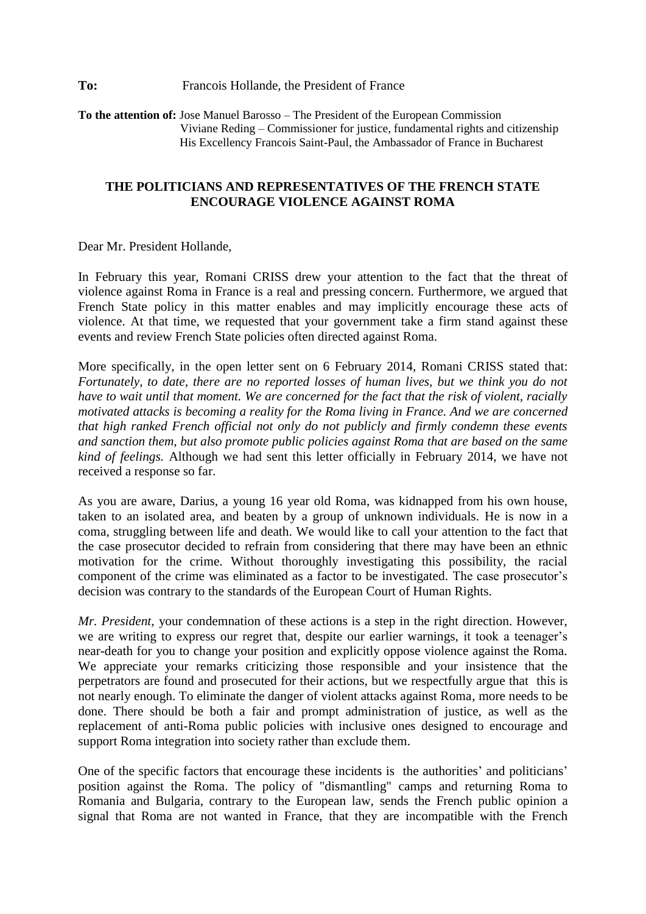**To:** Francois Hollande, the President of France

**To the attention of:** Jose Manuel Barosso – The President of the European Commission
Viviane Reding – Commissioner for justice, fundamental rights and citizenship
His Excellency Francois Saint-Paul, the Ambassador of France in Bucharest

**THE POLITICIANS AND REPRESENTATIVES OF THE FRENCH STATE ENCOURAGE VIOLENCE AGAINST ROMA**

Dear Mr. President Hollande,

In February this year, Romani CRISS drew your attention to the fact that the threat of violence against Roma in France is a real and pressing concern. Furthermore, we argued that French State policy in this matter enables and may implicitly encourage these acts of violence. At that time, we requested that your government take a firm stand against these events and review French State policies often directed against Roma.

More specifically, in the open letter sent on 6 February 2014, Romani CRISS stated that: *Fortunately, to date, there are no reported losses of human lives, but we think you do not have to wait until that moment. We are concerned for the fact that the risk of violent, racially motivated attacks is becoming a reality for the Roma living in France. And we are concerned that high ranked French official not only do not publicly and firmly condemn these events and sanction them, but also promote public policies against Roma that are based on the same kind of feelings.* Although we had sent this letter officially in February 2014, we have not received a response so far.

As you are aware, Darius, a young 16 year old Roma, was kidnapped from his own house, taken to an isolated area, and beaten by a group of unknown individuals. He is now in a coma, struggling between life and death. We would like to call your attention to the fact that the case prosecutor decided to refrain from considering that there may have been an ethnic motivation for the crime. Without thoroughly investigating this possibility, the racial component of the crime was eliminated as a factor to be investigated. The case prosecutor's decision was contrary to the standards of the European Court of Human Rights.

*Mr. President*, your condemnation of these actions is a step in the right direction. However, we are writing to express our regret that, despite our earlier warnings, it took a teenager's near-death for you to change your position and explicitly oppose violence against the Roma. We appreciate your remarks criticizing those responsible and your insistence that the perpetrators are found and prosecuted for their actions, but we respectfully argue that this is not nearly enough. To eliminate the danger of violent attacks against Roma, more needs to be done. There should be both a fair and prompt administration of justice, as well as the replacement of anti-Roma public policies with inclusive ones designed to encourage and support Roma integration into society rather than exclude them.

One of the specific factors that encourage these incidents is the authorities' and politicians' position against the Roma. The policy of "dismantling" camps and returning Roma to Romania and Bulgaria, contrary to the European law, sends the French public opinion a signal that Roma are not wanted in France, that they are incompatible with the French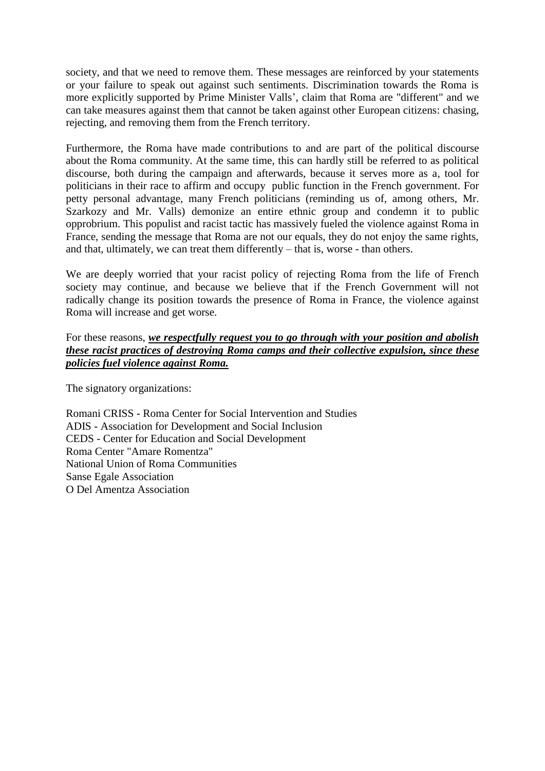society, and that we need to remove them. These messages are reinforced by your statements or your failure to speak out against such sentiments. Discrimination towards the Roma is more explicitly supported by Prime Minister Valls', claim that Roma are "different" and we can take measures against them that cannot be taken against other European citizens: chasing, rejecting, and removing them from the French territory.

Furthermore, the Roma have made contributions to and are part of the political discourse about the Roma community. At the same time, this can hardly still be referred to as political discourse, both during the campaign and afterwards, because it serves more as a, tool for politicians in their race to affirm and occupy public function in the French government. For petty personal advantage, many French politicians (reminding us of, among others, Mr. Szarkozy and Mr. Valls) demonize an entire ethnic group and condemn it to public opprobrium. This populist and racist tactic has massively fueled the violence against Roma in France, sending the message that Roma are not our equals, they do not enjoy the same rights, and that, ultimately, we can treat them differently – that is, worse - than others.

We are deeply worried that your racist policy of rejecting Roma from the life of French society may continue, and because we believe that if the French Government will not radically change its position towards the presence of Roma in France, the violence against Roma will increase and get worse.

For these reasons, ***we respectfully request you to go through with your position and abolish these racist practices of destroying Roma camps and their collective expulsion, since these policies fuel violence against Roma.***

The signatory organizations:

Romani CRISS - Roma Center for Social Intervention and Studies
ADIS - Association for Development and Social Inclusion
CEDS - Center for Education and Social Development
Roma Center "Amare Romentza"
National Union of Roma Communities
Sanse Egale Association
O Del Amentza Association